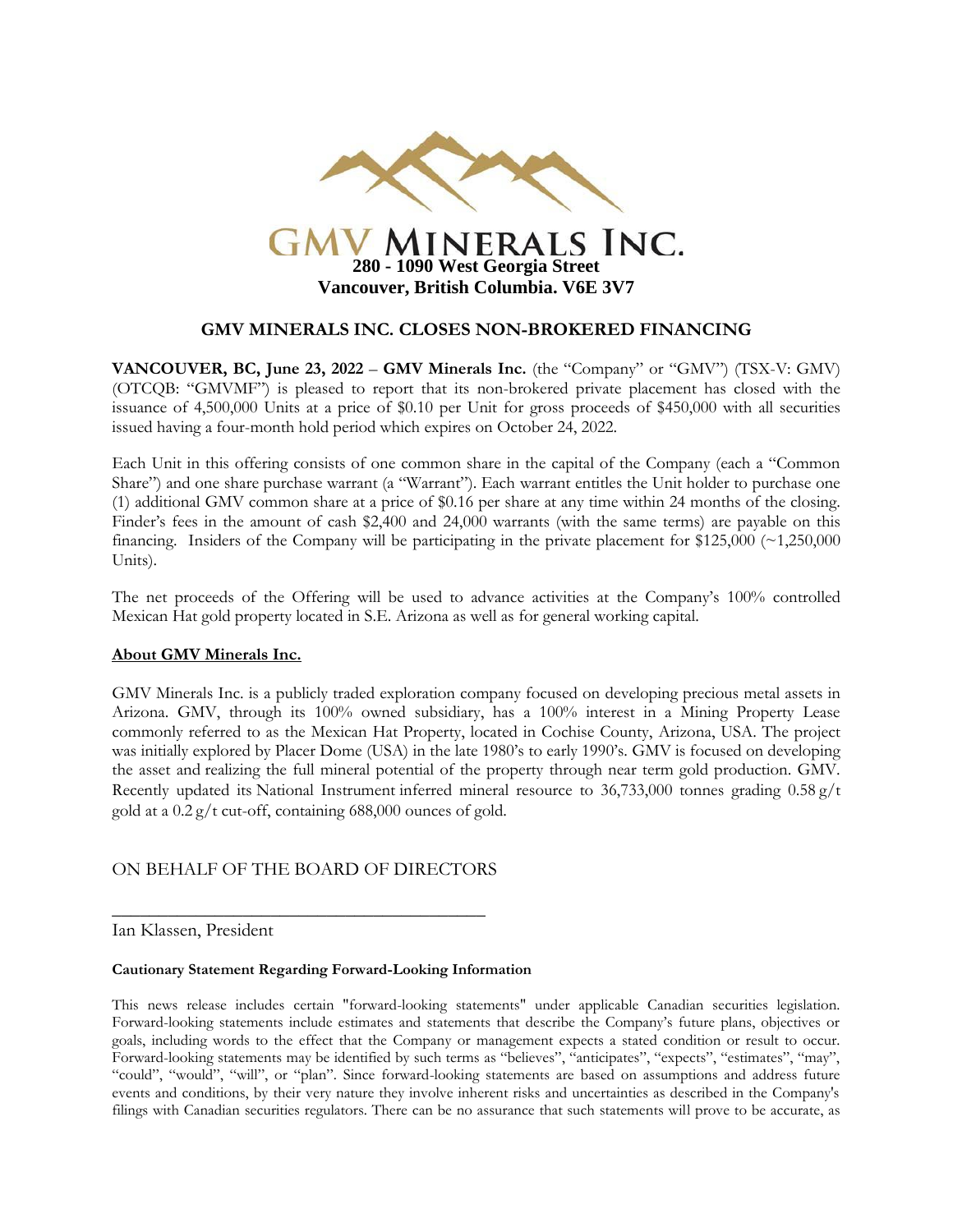# GMV MINERALS INC.

**280 - 1090 West Georgia Street**
**Vancouver, British Columbia. V6E 3V7**

## GMV MINERALS INC. CLOSES NON-BROKERED FINANCING

**VANCOUVER, BC, June 23, 2022** – **GMV Minerals Inc.** (the "Company" or "GMV") (TSX-V: GMV) (OTCQB: "GMVMF") is pleased to report that its non-brokered private placement has closed with the issuance of 4,500,000 Units at a price of $0.10 per Unit for gross proceeds of $450,000 with all securities issued having a four-month hold period which expires on October 24, 2022.

Each Unit in this offering consists of one common share in the capital of the Company (each a "Common Share") and one share purchase warrant (a "Warrant"). Each warrant entitles the Unit holder to purchase one (1) additional GMV common share at a price of $0.16 per share at any time within 24 months of the closing. Finder's fees in the amount of cash $2,400 and 24,000 warrants (with the same terms) are payable on this financing. Insiders of the Company will be participating in the private placement for $125,000 (~1,250,000 Units).

The net proceeds of the Offering will be used to advance activities at the Company's 100% controlled Mexican Hat gold property located in S.E. Arizona as well as for general working capital.

**About GMV Minerals Inc.**

GMV Minerals Inc. is a publicly traded exploration company focused on developing precious metal assets in Arizona. GMV, through its 100% owned subsidiary, has a 100% interest in a Mining Property Lease commonly referred to as the Mexican Hat Property, located in Cochise County, Arizona, USA. The project was initially explored by Placer Dome (USA) in the late 1980's to early 1990's. GMV is focused on developing the asset and realizing the full mineral potential of the property through near term gold production. GMV. Recently updated its National Instrument inferred mineral resource to 36,733,000 tonnes grading 0.58 g/t gold at a 0.2 g/t cut-off, containing 688,000 ounces of gold.

ON BEHALF OF THE BOARD OF DIRECTORS

\_\_\_\_\_\_\_\_\_\_\_\_\_\_\_\_\_\_\_\_\_\_\_\_\_\_\_\_\_\_\_\_\_\_\_\_\_\_\_\_

Ian Klassen, President

**Cautionary Statement Regarding Forward-Looking Information**

This news release includes certain "forward-looking statements" under applicable Canadian securities legislation. Forward-looking statements include estimates and statements that describe the Company's future plans, objectives or goals, including words to the effect that the Company or management expects a stated condition or result to occur. Forward-looking statements may be identified by such terms as "believes", "anticipates", "expects", "estimates", "may", "could", "would", "will", or "plan". Since forward-looking statements are based on assumptions and address future events and conditions, by their very nature they involve inherent risks and uncertainties as described in the Company's filings with Canadian securities regulators. There can be no assurance that such statements will prove to be accurate, as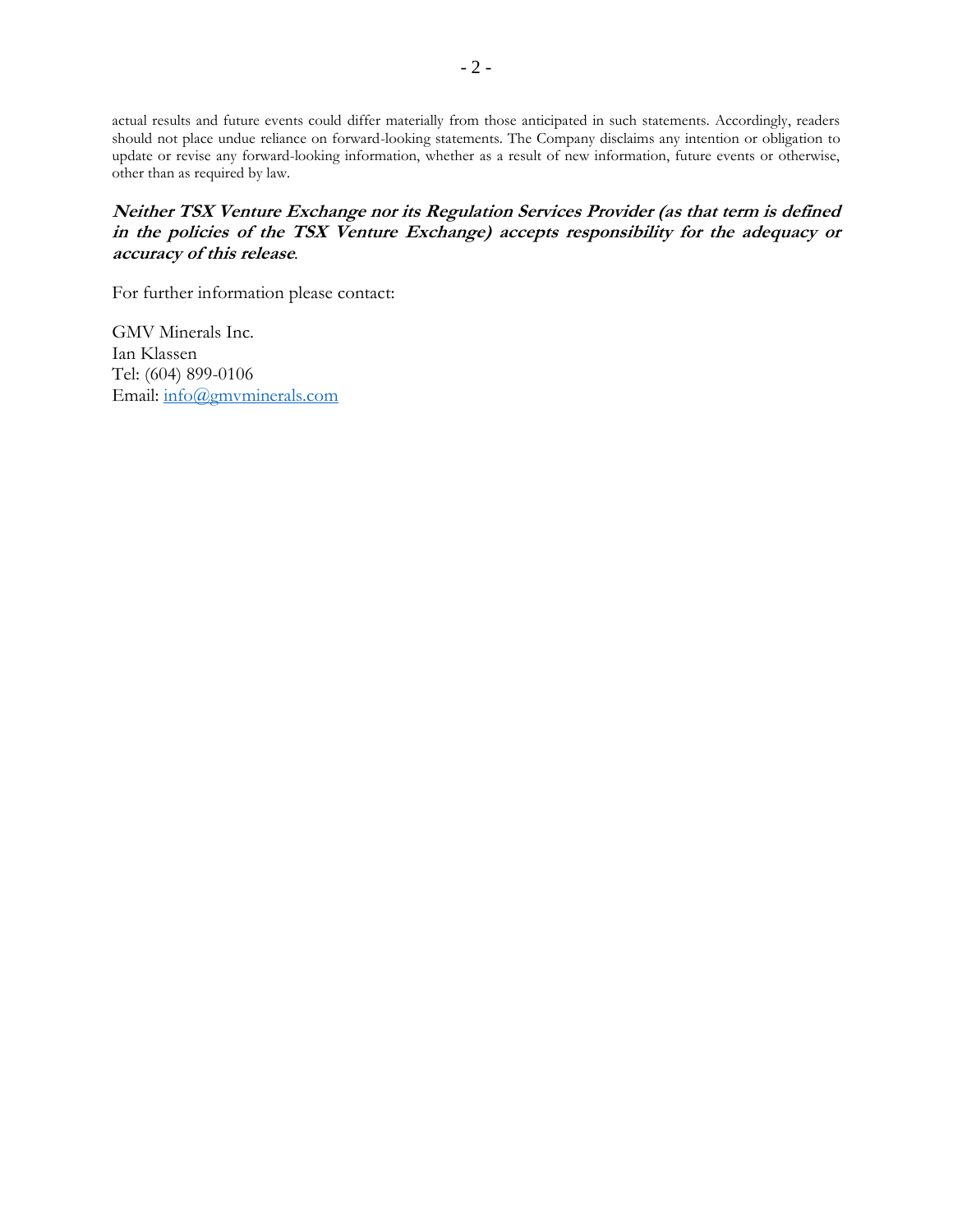actual results and future events could differ materially from those anticipated in such statements. Accordingly, readers should not place undue reliance on forward-looking statements. The Company disclaims any intention or obligation to update or revise any forward-looking information, whether as a result of new information, future events or otherwise, other than as required by law.

***Neither TSX Venture Exchange nor its Regulation Services Provider (as that term is defined in the policies of the TSX Venture Exchange) accepts responsibility for the adequacy or accuracy of this release***.

For further information please contact:

GMV Minerals Inc.  
Ian Klassen  
Tel: (604) 899-0106  
Email: info@gmvminerals.com